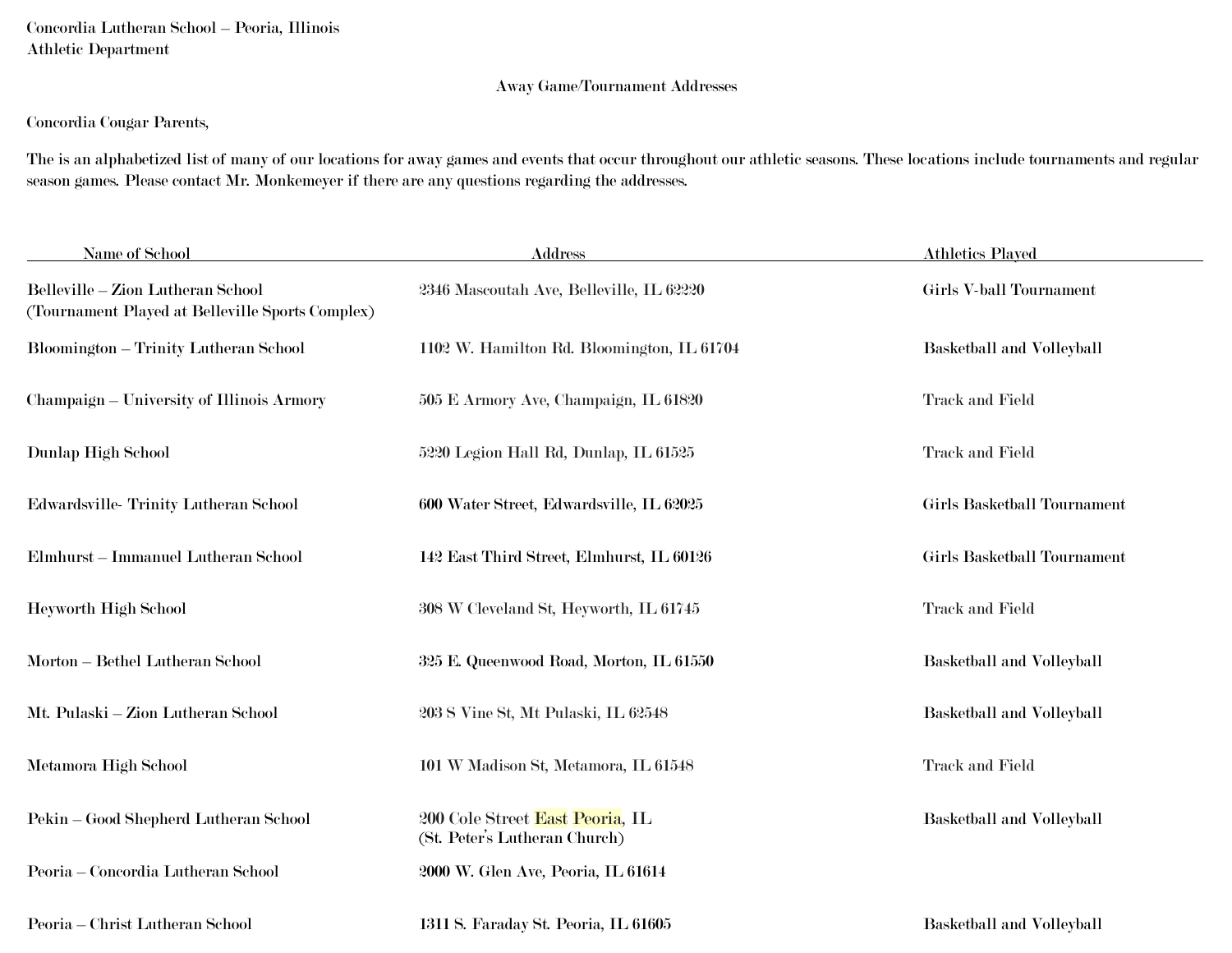Concordia Lutheran School – Peoria, Illinois
Athletic Department

## Away Game/Tournament Addresses

Concordia Cougar Parents,

The is an alphabetized list of many of our locations for away games and events that occur throughout our athletic seasons. These locations include tournaments and regular season games. Please contact Mr. Monkemeyer if there are any questions regarding the addresses.

| Name of School | Address | Athletics Played |
|---|---|---|
| Belleville – Zion Lutheran School (Tournament Played at Belleville Sports Complex) | 2346 Mascoutah Ave, Belleville, IL 62220 | Girls V-ball Tournament |
| Bloomington – Trinity Lutheran School | 1102 W. Hamilton Rd. Bloomington, IL 61704 | Basketball and Volleyball |
| Champaign – University of Illinois Armory | 505 E Armory Ave, Champaign, IL 61820 | Track and Field |
| Dunlap High School | 5220 Legion Hall Rd, Dunlap, IL 61525 | Track and Field |
| Edwardsville- Trinity Lutheran School | 600 Water Street, Edwardsville, IL 62025 | Girls Basketball Tournament |
| Elmhurst – Immanuel Lutheran School | 142 East Third Street, Elmhurst, IL 60126 | Girls Basketball Tournament |
| Heyworth High School | 308 W Cleveland St, Heyworth, IL 61745 | Track and Field |
| Morton – Bethel Lutheran School | 325 E. Queenwood Road, Morton, IL 61550 | Basketball and Volleyball |
| Mt. Pulaski – Zion Lutheran School | 203 S Vine St, Mt Pulaski, IL 62548 | Basketball and Volleyball |
| Metamora High School | 101 W Madison St, Metamora, IL 61548 | Track and Field |
| Pekin – Good Shepherd Lutheran School | 200 Cole Street East Peoria, IL (St. Peter's Lutheran Church) | Basketball and Volleyball |
| Peoria – Concordia Lutheran School | 2000 W. Glen Ave, Peoria, IL 61614 | |
| Peoria – Christ Lutheran School | 1311 S. Faraday St. Peoria, IL 61605 | Basketball and Volleyball |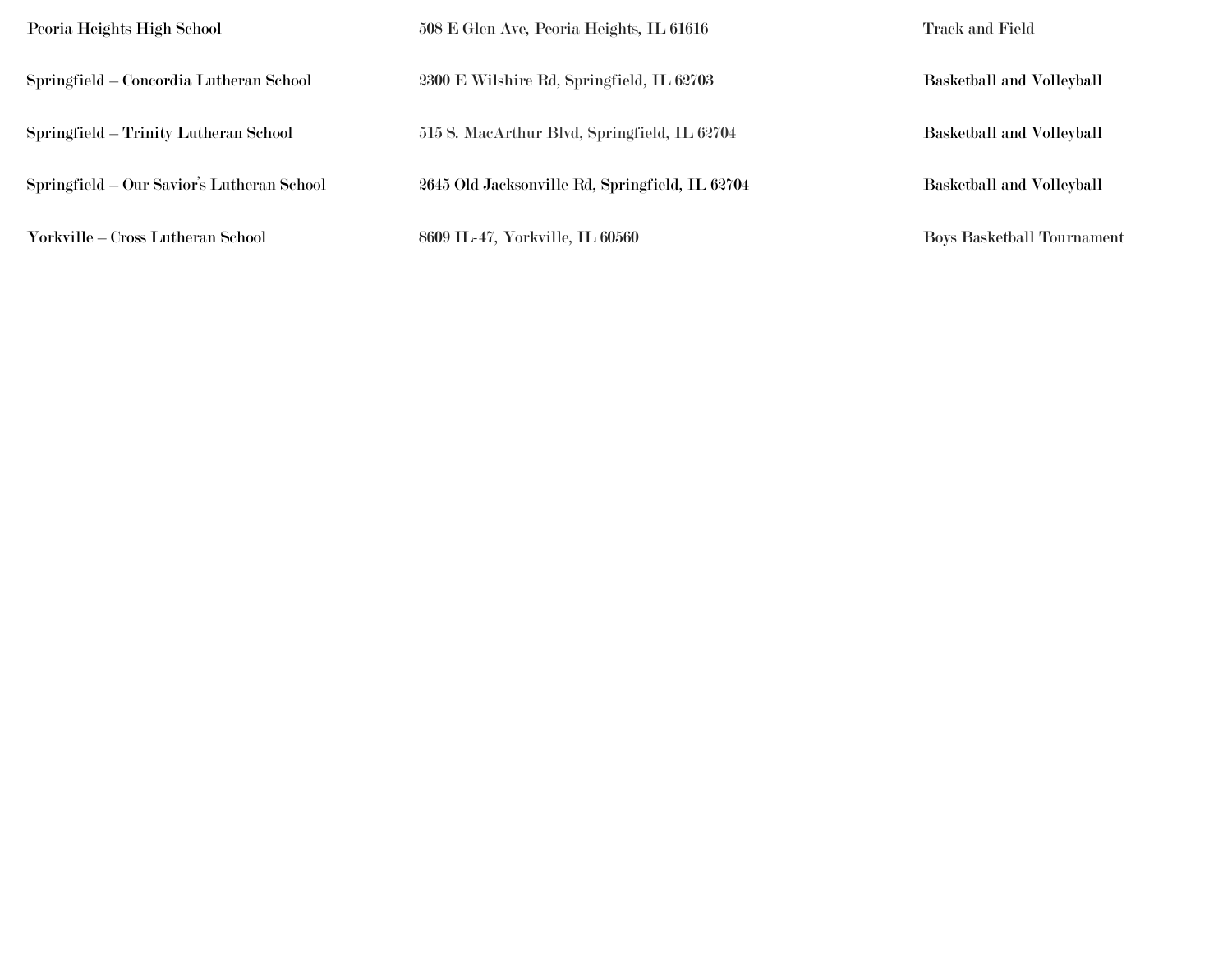| | | |
|---|---|---|
| Peoria Heights High School | 508 E Glen Ave, Peoria Heights, IL 61616 | Track and Field |
| Springfield – Concordia Lutheran School | 2300 E Wilshire Rd, Springfield, IL 62703 | Basketball and Volleyball |
| Springfield – Trinity Lutheran School | 515 S. MacArthur Blvd, Springfield, IL 62704 | Basketball and Volleyball |
| Springfield – Our Savior's Lutheran School | 2645 Old Jacksonville Rd, Springfield, IL 62704 | Basketball and Volleyball |
| Yorkville – Cross Lutheran School | 8609 IL-47, Yorkville, IL 60560 | Boys Basketball Tournament |